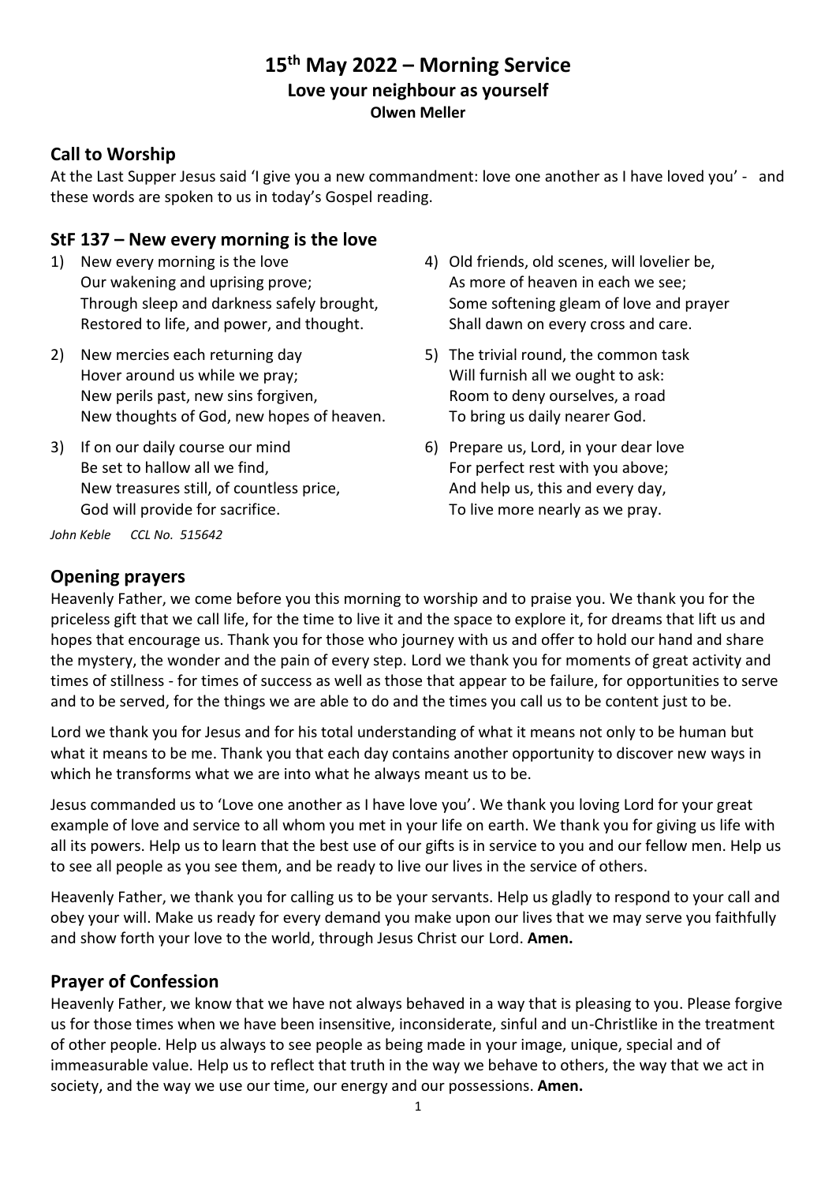# 15th May 2022 – Morning Service

**Love your neighbour as yourself**

**Olwen Meller**

## Call to Worship

At the Last Supper Jesus said 'I give you a new commandment: love one another as I have loved you' - and these words are spoken to us in today's Gospel reading.

## StF 137 – New every morning is the love

1) New every morning is the love
Our wakening and uprising prove;
Through sleep and darkness safely brought,
Restored to life, and power, and thought.

2) New mercies each returning day
Hover around us while we pray;
New perils past, new sins forgiven,
New thoughts of God, new hopes of heaven.

3) If on our daily course our mind
Be set to hallow all we find,
New treasures still, of countless price,
God will provide for sacrifice.

4) Old friends, old scenes, will lovelier be,
As more of heaven in each we see;
Some softening gleam of love and prayer
Shall dawn on every cross and care.

5) The trivial round, the common task
Will furnish all we ought to ask:
Room to deny ourselves, a road
To bring us daily nearer God.

6) Prepare us, Lord, in your dear love
For perfect rest with you above;
And help us, this and every day,
To live more nearly as we pray.

*John Keble CCL No. 515642*

## Opening prayers

Heavenly Father, we come before you this morning to worship and to praise you. We thank you for the priceless gift that we call life, for the time to live it and the space to explore it, for dreams that lift us and hopes that encourage us. Thank you for those who journey with us and offer to hold our hand and share the mystery, the wonder and the pain of every step. Lord we thank you for moments of great activity and times of stillness - for times of success as well as those that appear to be failure, for opportunities to serve and to be served, for the things we are able to do and the times you call us to be content just to be.

Lord we thank you for Jesus and for his total understanding of what it means not only to be human but what it means to be me. Thank you that each day contains another opportunity to discover new ways in which he transforms what we are into what he always meant us to be.

Jesus commanded us to 'Love one another as I have love you'. We thank you loving Lord for your great example of love and service to all whom you met in your life on earth. We thank you for giving us life with all its powers. Help us to learn that the best use of our gifts is in service to you and our fellow men. Help us to see all people as you see them, and be ready to live our lives in the service of others.

Heavenly Father, we thank you for calling us to be your servants. Help us gladly to respond to your call and obey your will. Make us ready for every demand you make upon our lives that we may serve you faithfully and show forth your love to the world, through Jesus Christ our Lord. **Amen.**

## Prayer of Confession

Heavenly Father, we know that we have not always behaved in a way that is pleasing to you. Please forgive us for those times when we have been insensitive, inconsiderate, sinful and un-Christlike in the treatment of other people. Help us always to see people as being made in your image, unique, special and of immeasurable value. Help us to reflect that truth in the way we behave to others, the way that we act in society, and the way we use our time, our energy and our possessions. **Amen.**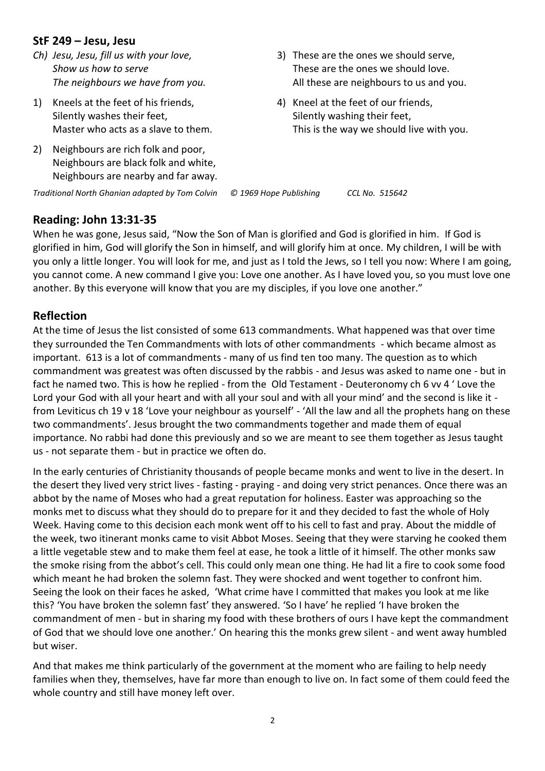## StF 249 – Jesu, Jesu

*Ch) Jesu, Jesu, fill us with your love,*
*Show us how to serve*
*The neighbours we have from you.*

1) Kneels at the feet of his friends,
Silently washes their feet,
Master who acts as a slave to them.

2) Neighbours are rich folk and poor,
Neighbours are black folk and white,
Neighbours are nearby and far away.

3) These are the ones we should serve,
These are the ones we should love.
All these are neighbours to us and you.

4) Kneel at the feet of our friends,
Silently washing their feet,
This is the way we should live with you.

*Traditional North Ghanian adapted by Tom Colvin © 1969 Hope Publishing CCL No. 515642*

## Reading: John 13:31-35

When he was gone, Jesus said, "Now the Son of Man is glorified and God is glorified in him. If God is glorified in him, God will glorify the Son in himself, and will glorify him at once. My children, I will be with you only a little longer. You will look for me, and just as I told the Jews, so I tell you now: Where I am going, you cannot come. A new command I give you: Love one another. As I have loved you, so you must love one another. By this everyone will know that you are my disciples, if you love one another."

## Reflection

At the time of Jesus the list consisted of some 613 commandments. What happened was that over time they surrounded the Ten Commandments with lots of other commandments - which became almost as important. 613 is a lot of commandments - many of us find ten too many. The question as to which commandment was greatest was often discussed by the rabbis - and Jesus was asked to name one - but in fact he named two. This is how he replied - from the Old Testament - Deuteronomy ch 6 vv 4 ' Love the Lord your God with all your heart and with all your soul and with all your mind' and the second is like it - from Leviticus ch 19 v 18 'Love your neighbour as yourself' - 'All the law and all the prophets hang on these two commandments'. Jesus brought the two commandments together and made them of equal importance. No rabbi had done this previously and so we are meant to see them together as Jesus taught us - not separate them - but in practice we often do.

In the early centuries of Christianity thousands of people became monks and went to live in the desert. In the desert they lived very strict lives - fasting - praying - and doing very strict penances. Once there was an abbot by the name of Moses who had a great reputation for holiness. Easter was approaching so the monks met to discuss what they should do to prepare for it and they decided to fast the whole of Holy Week. Having come to this decision each monk went off to his cell to fast and pray. About the middle of the week, two itinerant monks came to visit Abbot Moses. Seeing that they were starving he cooked them a little vegetable stew and to make them feel at ease, he took a little of it himself. The other monks saw the smoke rising from the abbot's cell. This could only mean one thing. He had lit a fire to cook some food which meant he had broken the solemn fast. They were shocked and went together to confront him. Seeing the look on their faces he asked, 'What crime have I committed that makes you look at me like this? 'You have broken the solemn fast' they answered. 'So I have' he replied 'I have broken the commandment of men - but in sharing my food with these brothers of ours I have kept the commandment of God that we should love one another.' On hearing this the monks grew silent - and went away humbled but wiser.

And that makes me think particularly of the government at the moment who are failing to help needy families when they, themselves, have far more than enough to live on. In fact some of them could feed the whole country and still have money left over.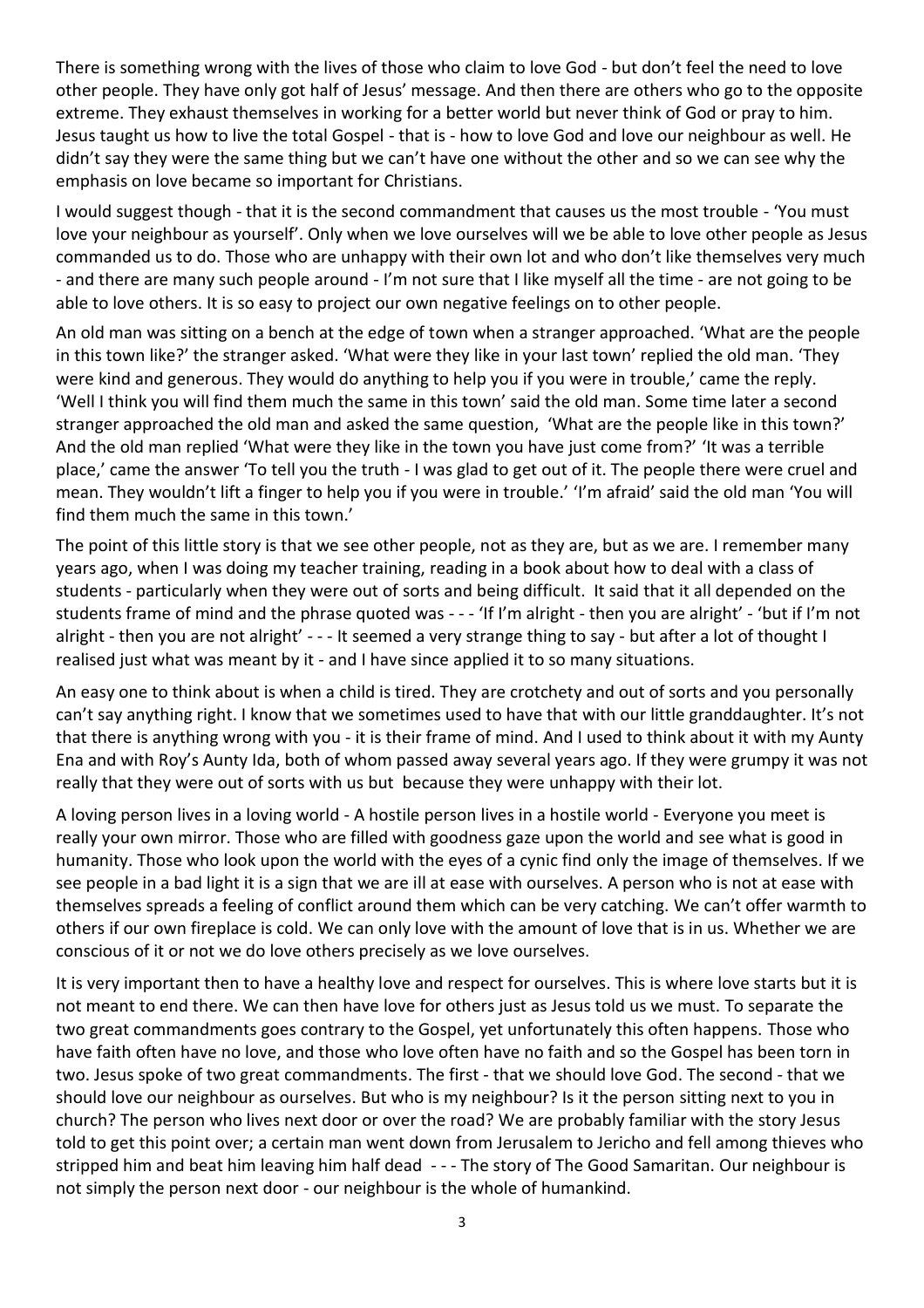There is something wrong with the lives of those who claim to love God - but don't feel the need to love other people. They have only got half of Jesus' message. And then there are others who go to the opposite extreme. They exhaust themselves in working for a better world but never think of God or pray to him. Jesus taught us how to live the total Gospel - that is - how to love God and love our neighbour as well. He didn't say they were the same thing but we can't have one without the other and so we can see why the emphasis on love became so important for Christians.

I would suggest though - that it is the second commandment that causes us the most trouble - 'You must love your neighbour as yourself'. Only when we love ourselves will we be able to love other people as Jesus commanded us to do. Those who are unhappy with their own lot and who don't like themselves very much - and there are many such people around - I'm not sure that I like myself all the time - are not going to be able to love others. It is so easy to project our own negative feelings on to other people.

An old man was sitting on a bench at the edge of town when a stranger approached. 'What are the people in this town like?' the stranger asked. 'What were they like in your last town' replied the old man. 'They were kind and generous. They would do anything to help you if you were in trouble,' came the reply. 'Well I think you will find them much the same in this town' said the old man. Some time later a second stranger approached the old man and asked the same question, 'What are the people like in this town?' And the old man replied 'What were they like in the town you have just come from?' 'It was a terrible place,' came the answer 'To tell you the truth - I was glad to get out of it. The people there were cruel and mean. They wouldn't lift a finger to help you if you were in trouble.' 'I'm afraid' said the old man 'You will find them much the same in this town.'

The point of this little story is that we see other people, not as they are, but as we are. I remember many years ago, when I was doing my teacher training, reading in a book about how to deal with a class of students - particularly when they were out of sorts and being difficult. It said that it all depended on the students frame of mind and the phrase quoted was - - - 'If I'm alright - then you are alright' - 'but if I'm not alright - then you are not alright' - - - It seemed a very strange thing to say - but after a lot of thought I realised just what was meant by it - and I have since applied it to so many situations.

An easy one to think about is when a child is tired. They are crotchety and out of sorts and you personally can't say anything right. I know that we sometimes used to have that with our little granddaughter. It's not that there is anything wrong with you - it is their frame of mind. And I used to think about it with my Aunty Ena and with Roy's Aunty Ida, both of whom passed away several years ago. If they were grumpy it was not really that they were out of sorts with us but because they were unhappy with their lot.

A loving person lives in a loving world - A hostile person lives in a hostile world - Everyone you meet is really your own mirror. Those who are filled with goodness gaze upon the world and see what is good in humanity. Those who look upon the world with the eyes of a cynic find only the image of themselves. If we see people in a bad light it is a sign that we are ill at ease with ourselves. A person who is not at ease with themselves spreads a feeling of conflict around them which can be very catching. We can't offer warmth to others if our own fireplace is cold. We can only love with the amount of love that is in us. Whether we are conscious of it or not we do love others precisely as we love ourselves.

It is very important then to have a healthy love and respect for ourselves. This is where love starts but it is not meant to end there. We can then have love for others just as Jesus told us we must. To separate the two great commandments goes contrary to the Gospel, yet unfortunately this often happens. Those who have faith often have no love, and those who love often have no faith and so the Gospel has been torn in two. Jesus spoke of two great commandments. The first - that we should love God. The second - that we should love our neighbour as ourselves. But who is my neighbour? Is it the person sitting next to you in church? The person who lives next door or over the road? We are probably familiar with the story Jesus told to get this point over; a certain man went down from Jerusalem to Jericho and fell among thieves who stripped him and beat him leaving him half dead - - - The story of The Good Samaritan. Our neighbour is not simply the person next door - our neighbour is the whole of humankind.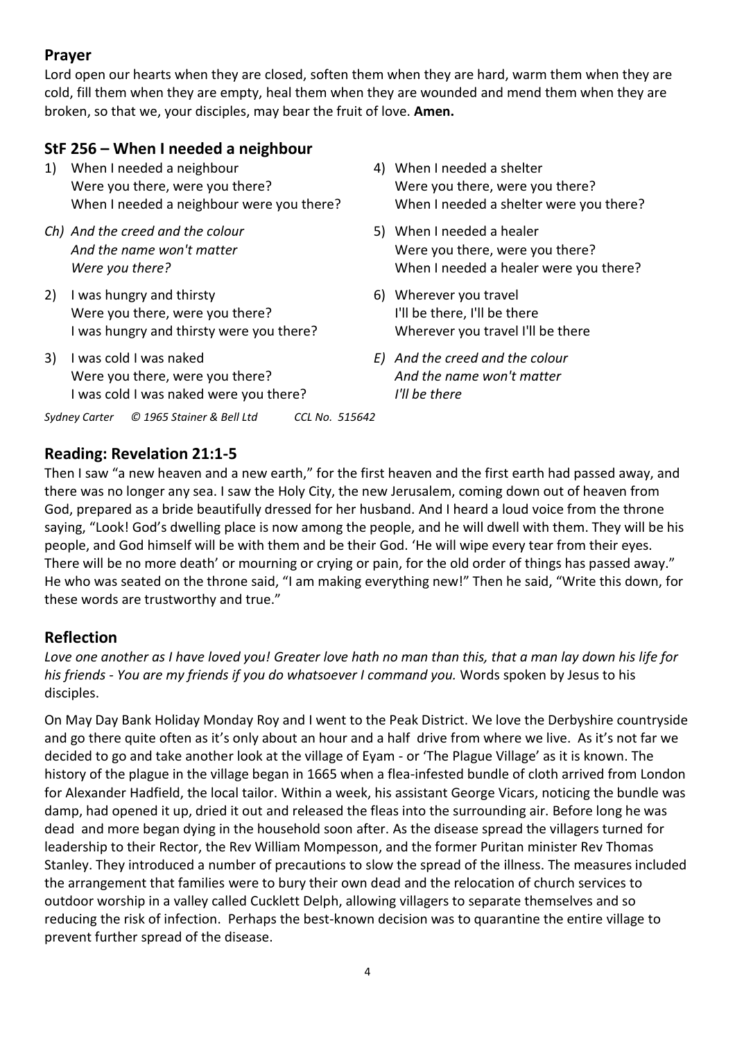## Prayer

Lord open our hearts when they are closed, soften them when they are hard, warm them when they are cold, fill them when they are empty, heal them when they are wounded and mend them when they are broken, so that we, your disciples, may bear the fruit of love. **Amen.**

## StF 256 – When I needed a neighbour

1) When I needed a neighbour
Were you there, were you there?
When I needed a neighbour were you there?

*Ch) And the creed and the colour*
*And the name won't matter*
*Were you there?*

2) I was hungry and thirsty
Were you there, were you there?
I was hungry and thirsty were you there?

3) I was cold I was naked
Were you there, were you there?
I was cold I was naked were you there?

4) When I needed a shelter
Were you there, were you there?
When I needed a shelter were you there?

5) When I needed a healer
Were you there, were you there?
When I needed a healer were you there?

6) Wherever you travel
I'll be there, I'll be there
Wherever you travel I'll be there

*E) And the creed and the colour*
*And the name won't matter*
*I'll be there*

*Sydney Carter © 1965 Stainer & Bell Ltd CCL No. 515642*

## Reading: Revelation 21:1-5

Then I saw "a new heaven and a new earth," for the first heaven and the first earth had passed away, and there was no longer any sea. I saw the Holy City, the new Jerusalem, coming down out of heaven from God, prepared as a bride beautifully dressed for her husband. And I heard a loud voice from the throne saying, "Look! God's dwelling place is now among the people, and he will dwell with them. They will be his people, and God himself will be with them and be their God. 'He will wipe every tear from their eyes. There will be no more death' or mourning or crying or pain, for the old order of things has passed away." He who was seated on the throne said, "I am making everything new!" Then he said, "Write this down, for these words are trustworthy and true."

## Reflection

*Love one another as I have loved you! Greater love hath no man than this, that a man lay down his life for his friends - You are my friends if you do whatsoever I command you.* Words spoken by Jesus to his disciples.

On May Day Bank Holiday Monday Roy and I went to the Peak District. We love the Derbyshire countryside and go there quite often as it's only about an hour and a half drive from where we live. As it's not far we decided to go and take another look at the village of Eyam - or 'The Plague Village' as it is known. The history of the plague in the village began in 1665 when a flea-infested bundle of cloth arrived from London for Alexander Hadfield, the local tailor. Within a week, his assistant George Vicars, noticing the bundle was damp, had opened it up, dried it out and released the fleas into the surrounding air. Before long he was dead and more began dying in the household soon after. As the disease spread the villagers turned for leadership to their Rector, the Rev William Mompesson, and the former Puritan minister Rev Thomas Stanley. They introduced a number of precautions to slow the spread of the illness. The measures included the arrangement that families were to bury their own dead and the relocation of church services to outdoor worship in a valley called Cucklett Delph, allowing villagers to separate themselves and so reducing the risk of infection. Perhaps the best-known decision was to quarantine the entire village to prevent further spread of the disease.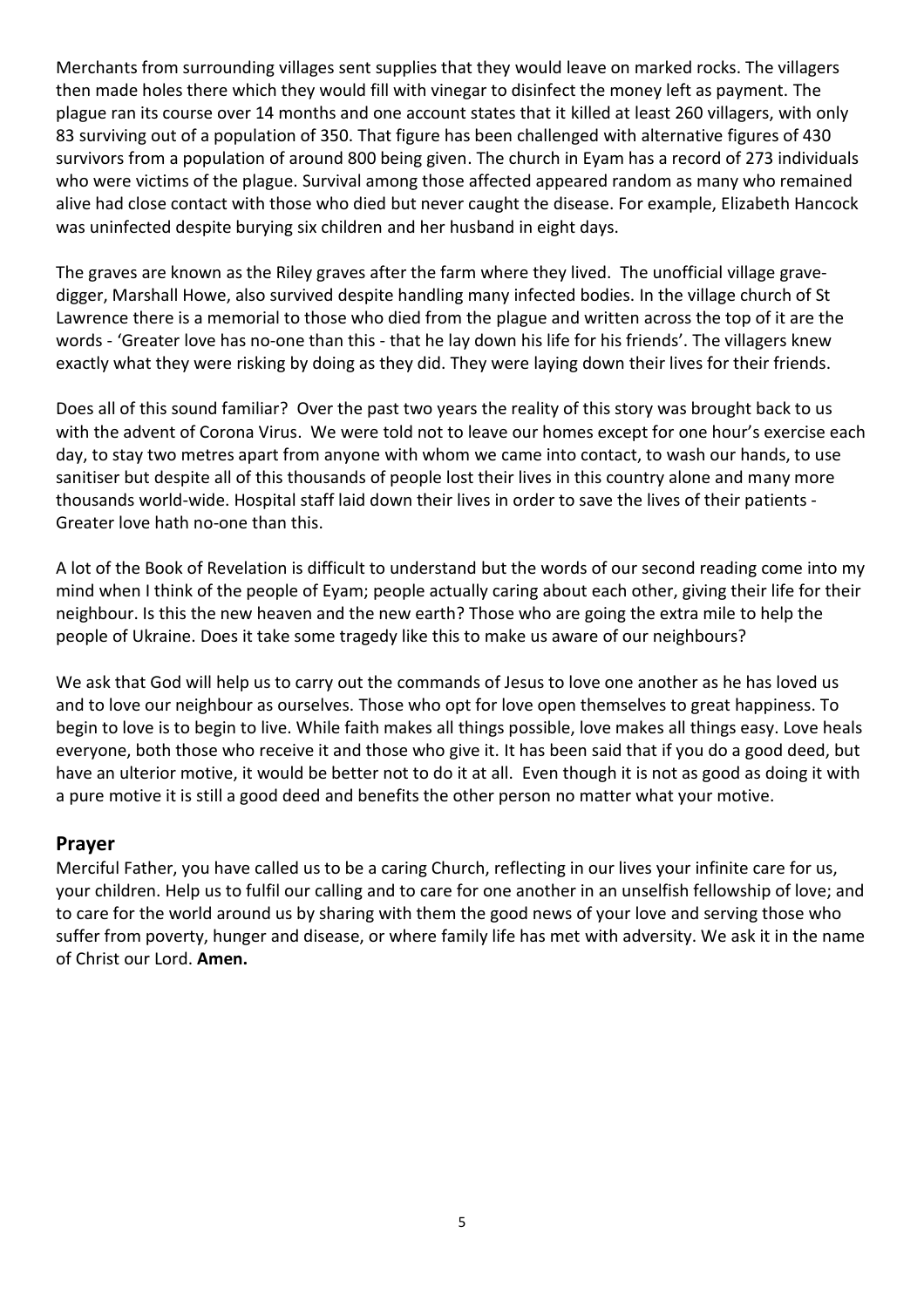Merchants from surrounding villages sent supplies that they would leave on marked rocks. The villagers then made holes there which they would fill with vinegar to disinfect the money left as payment. The plague ran its course over 14 months and one account states that it killed at least 260 villagers, with only 83 surviving out of a population of 350. That figure has been challenged with alternative figures of 430 survivors from a population of around 800 being given. The church in Eyam has a record of 273 individuals who were victims of the plague. Survival among those affected appeared random as many who remained alive had close contact with those who died but never caught the disease. For example, Elizabeth Hancock was uninfected despite burying six children and her husband in eight days.

The graves are known as the Riley graves after the farm where they lived. The unofficial village grave-digger, Marshall Howe, also survived despite handling many infected bodies. In the village church of St Lawrence there is a memorial to those who died from the plague and written across the top of it are the words - 'Greater love has no-one than this - that he lay down his life for his friends'. The villagers knew exactly what they were risking by doing as they did. They were laying down their lives for their friends.

Does all of this sound familiar? Over the past two years the reality of this story was brought back to us with the advent of Corona Virus. We were told not to leave our homes except for one hour's exercise each day, to stay two metres apart from anyone with whom we came into contact, to wash our hands, to use sanitiser but despite all of this thousands of people lost their lives in this country alone and many more thousands world-wide. Hospital staff laid down their lives in order to save the lives of their patients - Greater love hath no-one than this.

A lot of the Book of Revelation is difficult to understand but the words of our second reading come into my mind when I think of the people of Eyam; people actually caring about each other, giving their life for their neighbour. Is this the new heaven and the new earth? Those who are going the extra mile to help the people of Ukraine. Does it take some tragedy like this to make us aware of our neighbours?

We ask that God will help us to carry out the commands of Jesus to love one another as he has loved us and to love our neighbour as ourselves. Those who opt for love open themselves to great happiness. To begin to love is to begin to live. While faith makes all things possible, love makes all things easy. Love heals everyone, both those who receive it and those who give it. It has been said that if you do a good deed, but have an ulterior motive, it would be better not to do it at all. Even though it is not as good as doing it with a pure motive it is still a good deed and benefits the other person no matter what your motive.

## Prayer

Merciful Father, you have called us to be a caring Church, reflecting in our lives your infinite care for us, your children. Help us to fulfil our calling and to care for one another in an unselfish fellowship of love; and to care for the world around us by sharing with them the good news of your love and serving those who suffer from poverty, hunger and disease, or where family life has met with adversity. We ask it in the name of Christ our Lord. **Amen.**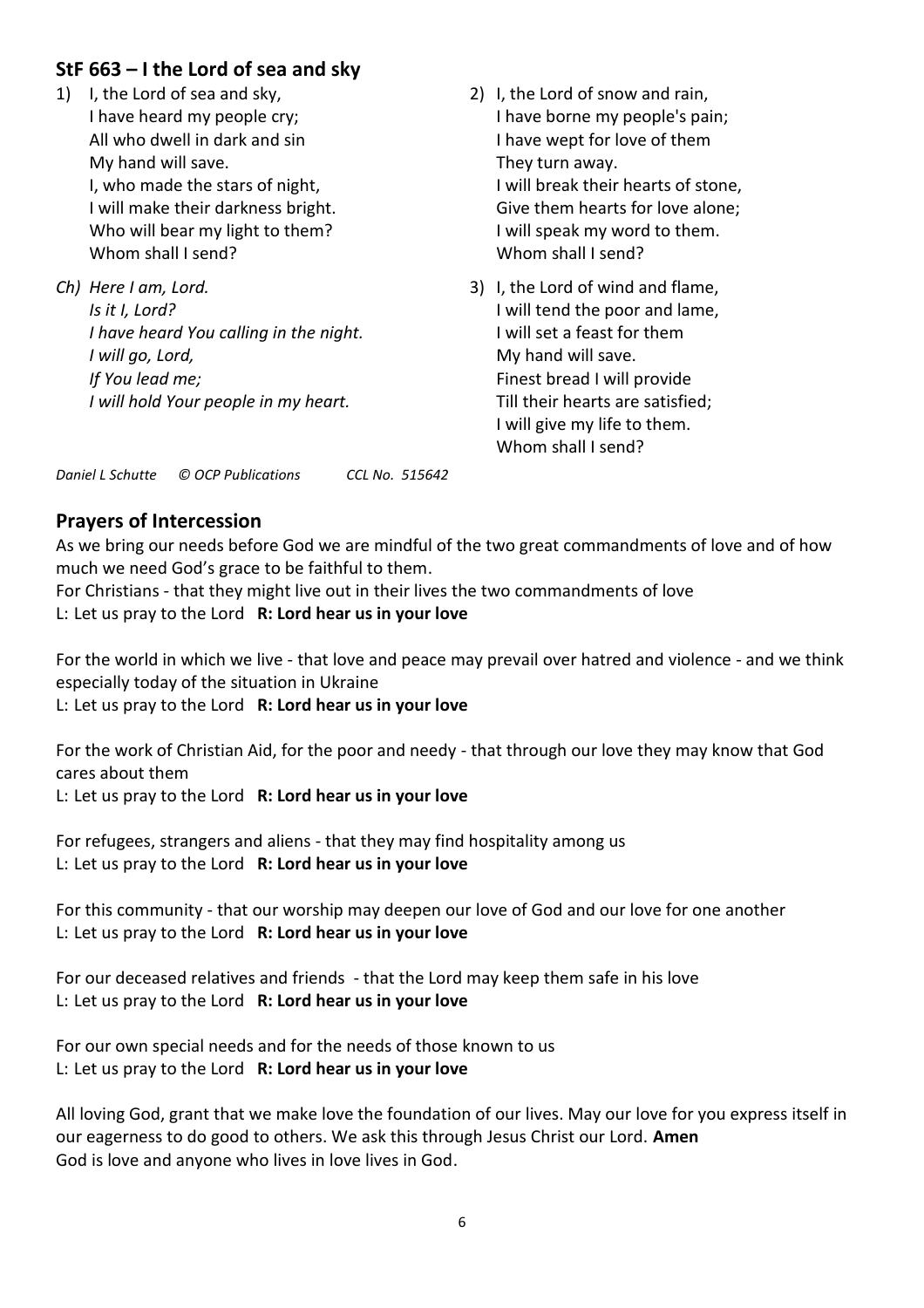## StF 663 – I the Lord of sea and sky

1) I, the Lord of sea and sky,
   I have heard my people cry;
   All who dwell in dark and sin
   My hand will save.
   I, who made the stars of night,
   I will make their darkness bright.
   Who will bear my light to them?
   Whom shall I send?

*Ch) Here I am, Lord.*
*Is it I, Lord?*
*I have heard You calling in the night.*
*I will go, Lord,*
*If You lead me;*
*I will hold Your people in my heart.*

2) I, the Lord of snow and rain,
   I have borne my people's pain;
   I have wept for love of them
   They turn away.
   I will break their hearts of stone,
   Give them hearts for love alone;
   I will speak my word to them.
   Whom shall I send?

3) I, the Lord of wind and flame,
   I will tend the poor and lame,
   I will set a feast for them
   My hand will save.
   Finest bread I will provide
   Till their hearts are satisfied;
   I will give my life to them.
   Whom shall I send?

*Daniel L Schutte © OCP Publications CCL No. 515642*

## Prayers of Intercession

As we bring our needs before God we are mindful of the two great commandments of love and of how much we need God's grace to be faithful to them.
For Christians - that they might live out in their lives the two commandments of love
L: Let us pray to the Lord **R: Lord hear us in your love**

For the world in which we live - that love and peace may prevail over hatred and violence - and we think especially today of the situation in Ukraine
L: Let us pray to the Lord **R: Lord hear us in your love**

For the work of Christian Aid, for the poor and needy - that through our love they may know that God cares about them
L: Let us pray to the Lord **R: Lord hear us in your love**

For refugees, strangers and aliens - that they may find hospitality among us
L: Let us pray to the Lord **R: Lord hear us in your love**

For this community - that our worship may deepen our love of God and our love for one another
L: Let us pray to the Lord **R: Lord hear us in your love**

For our deceased relatives and friends - that the Lord may keep them safe in his love
L: Let us pray to the Lord **R: Lord hear us in your love**

For our own special needs and for the needs of those known to us
L: Let us pray to the Lord **R: Lord hear us in your love**

All loving God, grant that we make love the foundation of our lives. May our love for you express itself in our eagerness to do good to others. We ask this through Jesus Christ our Lord. **Amen**
God is love and anyone who lives in love lives in God.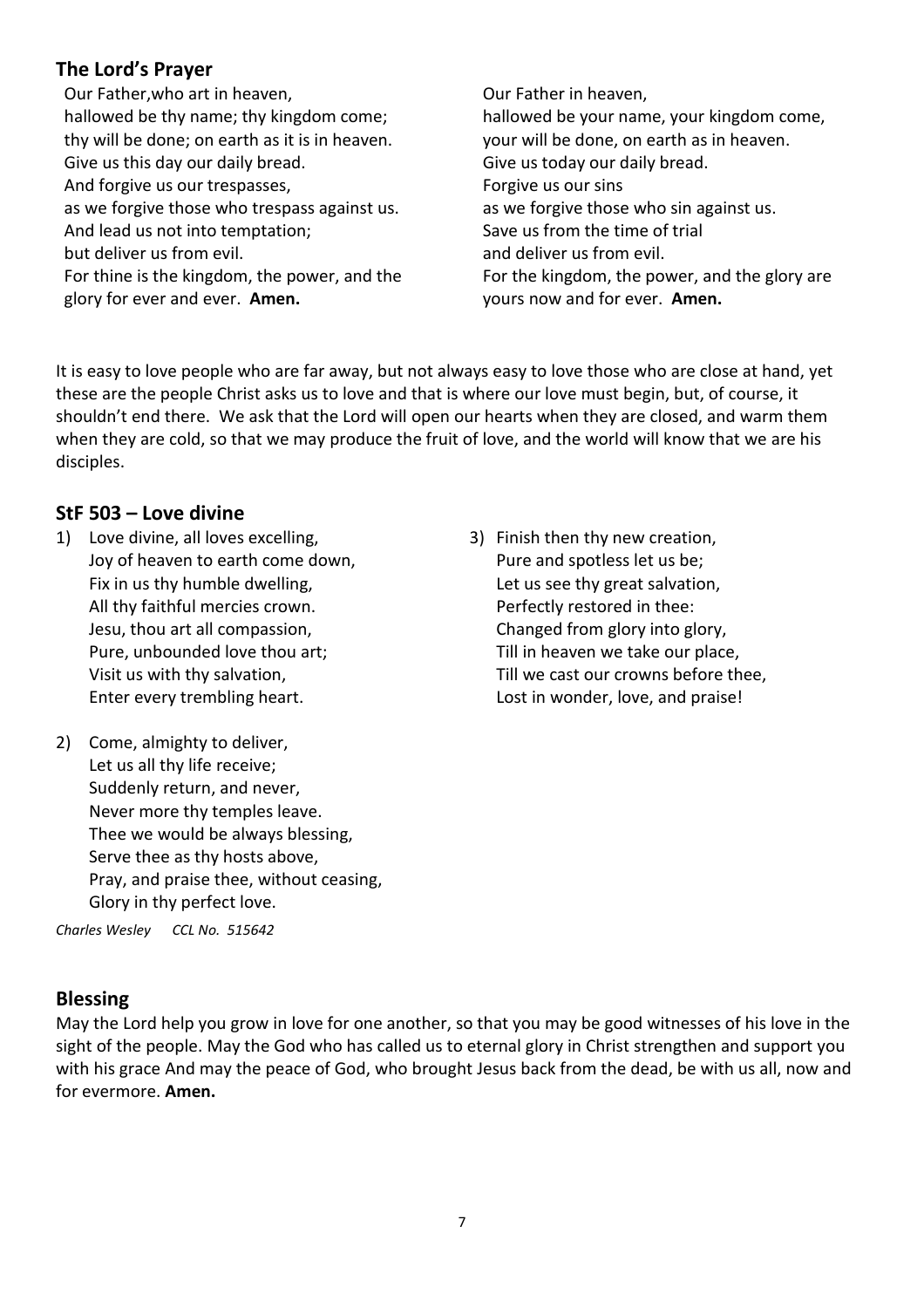## The Lord's Prayer

Our Father,who art in heaven,
hallowed be thy name; thy kingdom come;
thy will be done; on earth as it is in heaven.
Give us this day our daily bread.
And forgive us our trespasses,
as we forgive those who trespass against us.
And lead us not into temptation;
but deliver us from evil.
For thine is the kingdom, the power, and the glory for ever and ever. **Amen.**

Our Father in heaven,
hallowed be your name, your kingdom come,
your will be done, on earth as in heaven.
Give us today our daily bread.
Forgive us our sins
as we forgive those who sin against us.
Save us from the time of trial
and deliver us from evil.
For the kingdom, the power, and the glory are yours now and for ever. **Amen.**

It is easy to love people who are far away, but not always easy to love those who are close at hand, yet these are the people Christ asks us to love and that is where our love must begin, but, of course, it shouldn't end there. We ask that the Lord will open our hearts when they are closed, and warm them when they are cold, so that we may produce the fruit of love, and the world will know that we are his disciples.

## StF 503 – Love divine

1) Love divine, all loves excelling,
Joy of heaven to earth come down,
Fix in us thy humble dwelling,
All thy faithful mercies crown.
Jesu, thou art all compassion,
Pure, unbounded love thou art;
Visit us with thy salvation,
Enter every trembling heart.

2) Come, almighty to deliver,
Let us all thy life receive;
Suddenly return, and never,
Never more thy temples leave.
Thee we would be always blessing,
Serve thee as thy hosts above,
Pray, and praise thee, without ceasing,
Glory in thy perfect love.

3) Finish then thy new creation,
Pure and spotless let us be;
Let us see thy great salvation,
Perfectly restored in thee:
Changed from glory into glory,
Till in heaven we take our place,
Till we cast our crowns before thee,
Lost in wonder, love, and praise!

*Charles Wesley CCL No. 515642*

## Blessing

May the Lord help you grow in love for one another, so that you may be good witnesses of his love in the sight of the people. May the God who has called us to eternal glory in Christ strengthen and support you with his grace And may the peace of God, who brought Jesus back from the dead, be with us all, now and for evermore. **Amen.**